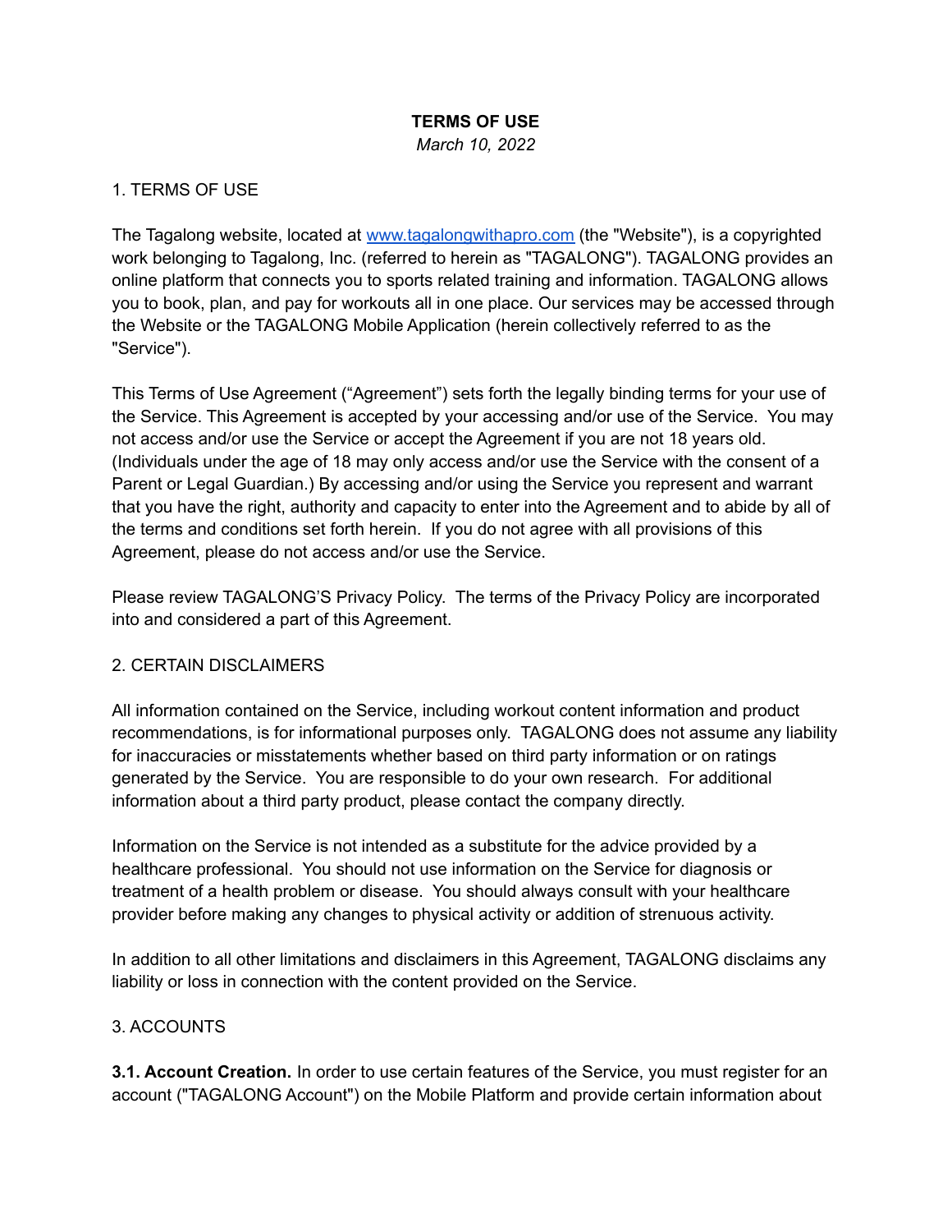# TERMS OF USE

*March 10, 2022*

## 1. TERMS OF USE

The Tagalong website, located at [www.tagalongwithapro.com](http://www.tagalongwithapro.com) (the "Website"), is a copyrighted work belonging to Tagalong, Inc. (referred to herein as "TAGALONG"). TAGALONG provides an online platform that connects you to sports related training and information. TAGALONG allows you to book, plan, and pay for workouts all in one place. Our services may be accessed through the Website or the TAGALONG Mobile Application (herein collectively referred to as the "Service").

This Terms of Use Agreement ("Agreement") sets forth the legally binding terms for your use of the Service. This Agreement is accepted by your accessing and/or use of the Service. You may not access and/or use the Service or accept the Agreement if you are not 18 years old. (Individuals under the age of 18 may only access and/or use the Service with the consent of a Parent or Legal Guardian.) By accessing and/or using the Service you represent and warrant that you have the right, authority and capacity to enter into the Agreement and to abide by all of the terms and conditions set forth herein. If you do not agree with all provisions of this Agreement, please do not access and/or use the Service.

Please review TAGALONG'S Privacy Policy. The terms of the Privacy Policy are incorporated into and considered a part of this Agreement.

## 2. CERTAIN DISCLAIMERS

All information contained on the Service, including workout content information and product recommendations, is for informational purposes only. TAGALONG does not assume any liability for inaccuracies or misstatements whether based on third party information or on ratings generated by the Service. You are responsible to do your own research. For additional information about a third party product, please contact the company directly.

Information on the Service is not intended as a substitute for the advice provided by a healthcare professional. You should not use information on the Service for diagnosis or treatment of a health problem or disease. You should always consult with your healthcare provider before making any changes to physical activity or addition of strenuous activity.

In addition to all other limitations and disclaimers in this Agreement, TAGALONG disclaims any liability or loss in connection with the content provided on the Service.

## 3. ACCOUNTS

**3.1. Account Creation.** In order to use certain features of the Service, you must register for an account ("TAGALONG Account") on the Mobile Platform and provide certain information about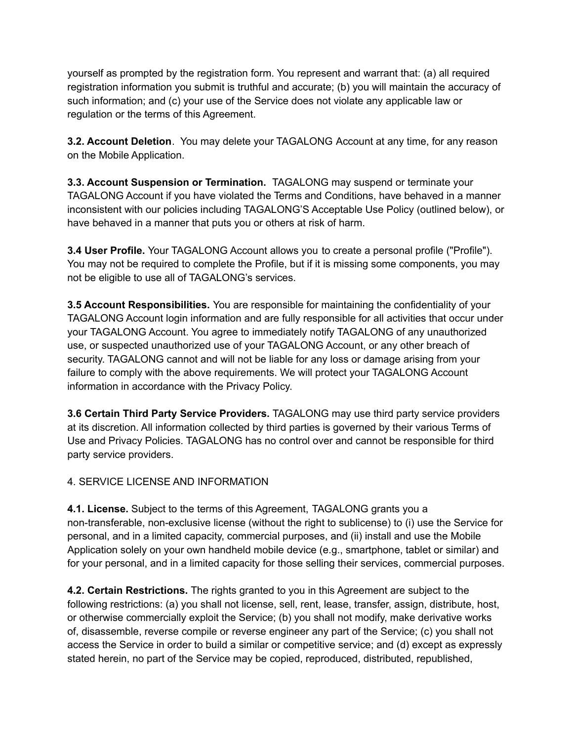yourself as prompted by the registration form. You represent and warrant that: (a) all required registration information you submit is truthful and accurate; (b) you will maintain the accuracy of such information; and (c) your use of the Service does not violate any applicable law or regulation or the terms of this Agreement.

**3.2. Account Deletion**. You may delete your TAGALONG Account at any time, for any reason on the Mobile Application.

**3.3. Account Suspension or Termination.** TAGALONG may suspend or terminate your TAGALONG Account if you have violated the Terms and Conditions, have behaved in a manner inconsistent with our policies including TAGALONG'S Acceptable Use Policy (outlined below), or have behaved in a manner that puts you or others at risk of harm.

**3.4 User Profile.** Your TAGALONG Account allows you to create a personal profile ("Profile"). You may not be required to complete the Profile, but if it is missing some components, you may not be eligible to use all of TAGALONG's services.

**3.5 Account Responsibilities.** You are responsible for maintaining the confidentiality of your TAGALONG Account login information and are fully responsible for all activities that occur under your TAGALONG Account. You agree to immediately notify TAGALONG of any unauthorized use, or suspected unauthorized use of your TAGALONG Account, or any other breach of security. TAGALONG cannot and will not be liable for any loss or damage arising from your failure to comply with the above requirements. We will protect your TAGALONG Account information in accordance with the Privacy Policy.

**3.6 Certain Third Party Service Providers.** TAGALONG may use third party service providers at its discretion. All information collected by third parties is governed by their various Terms of Use and Privacy Policies. TAGALONG has no control over and cannot be responsible for third party service providers.

## 4. SERVICE LICENSE AND INFORMATION

**4.1. License.** Subject to the terms of this Agreement, TAGALONG grants you a non-transferable, non-exclusive license (without the right to sublicense) to (i) use the Service for personal, and in a limited capacity, commercial purposes, and (ii) install and use the Mobile Application solely on your own handheld mobile device (e.g., smartphone, tablet or similar) and for your personal, and in a limited capacity for those selling their services, commercial purposes.

**4.2. Certain Restrictions.** The rights granted to you in this Agreement are subject to the following restrictions: (a) you shall not license, sell, rent, lease, transfer, assign, distribute, host, or otherwise commercially exploit the Service; (b) you shall not modify, make derivative works of, disassemble, reverse compile or reverse engineer any part of the Service; (c) you shall not access the Service in order to build a similar or competitive service; and (d) except as expressly stated herein, no part of the Service may be copied, reproduced, distributed, republished,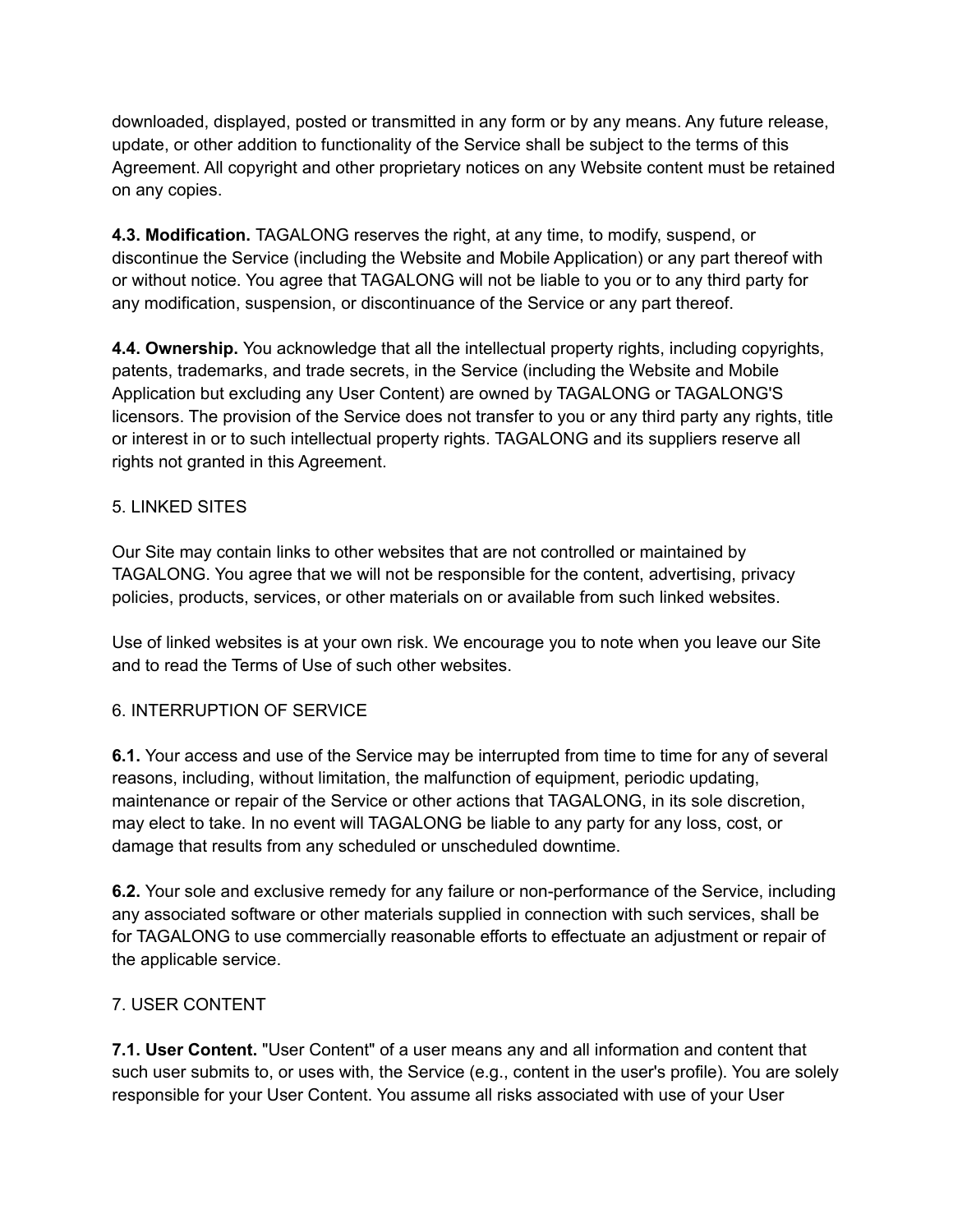downloaded, displayed, posted or transmitted in any form or by any means. Any future release, update, or other addition to functionality of the Service shall be subject to the terms of this Agreement. All copyright and other proprietary notices on any Website content must be retained on any copies.

**4.3. Modification.** TAGALONG reserves the right, at any time, to modify, suspend, or discontinue the Service (including the Website and Mobile Application) or any part thereof with or without notice. You agree that TAGALONG will not be liable to you or to any third party for any modification, suspension, or discontinuance of the Service or any part thereof.

**4.4. Ownership.** You acknowledge that all the intellectual property rights, including copyrights, patents, trademarks, and trade secrets, in the Service (including the Website and Mobile Application but excluding any User Content) are owned by TAGALONG or TAGALONG'S licensors. The provision of the Service does not transfer to you or any third party any rights, title or interest in or to such intellectual property rights. TAGALONG and its suppliers reserve all rights not granted in this Agreement.

5. LINKED SITES

Our Site may contain links to other websites that are not controlled or maintained by TAGALONG. You agree that we will not be responsible for the content, advertising, privacy policies, products, services, or other materials on or available from such linked websites.

Use of linked websites is at your own risk. We encourage you to note when you leave our Site and to read the Terms of Use of such other websites.

6. INTERRUPTION OF SERVICE

**6.1.** Your access and use of the Service may be interrupted from time to time for any of several reasons, including, without limitation, the malfunction of equipment, periodic updating, maintenance or repair of the Service or other actions that TAGALONG, in its sole discretion, may elect to take. In no event will TAGALONG be liable to any party for any loss, cost, or damage that results from any scheduled or unscheduled downtime.

**6.2.** Your sole and exclusive remedy for any failure or non-performance of the Service, including any associated software or other materials supplied in connection with such services, shall be for TAGALONG to use commercially reasonable efforts to effectuate an adjustment or repair of the applicable service.

7. USER CONTENT

**7.1. User Content.** "User Content" of a user means any and all information and content that such user submits to, or uses with, the Service (e.g., content in the user's profile). You are solely responsible for your User Content. You assume all risks associated with use of your User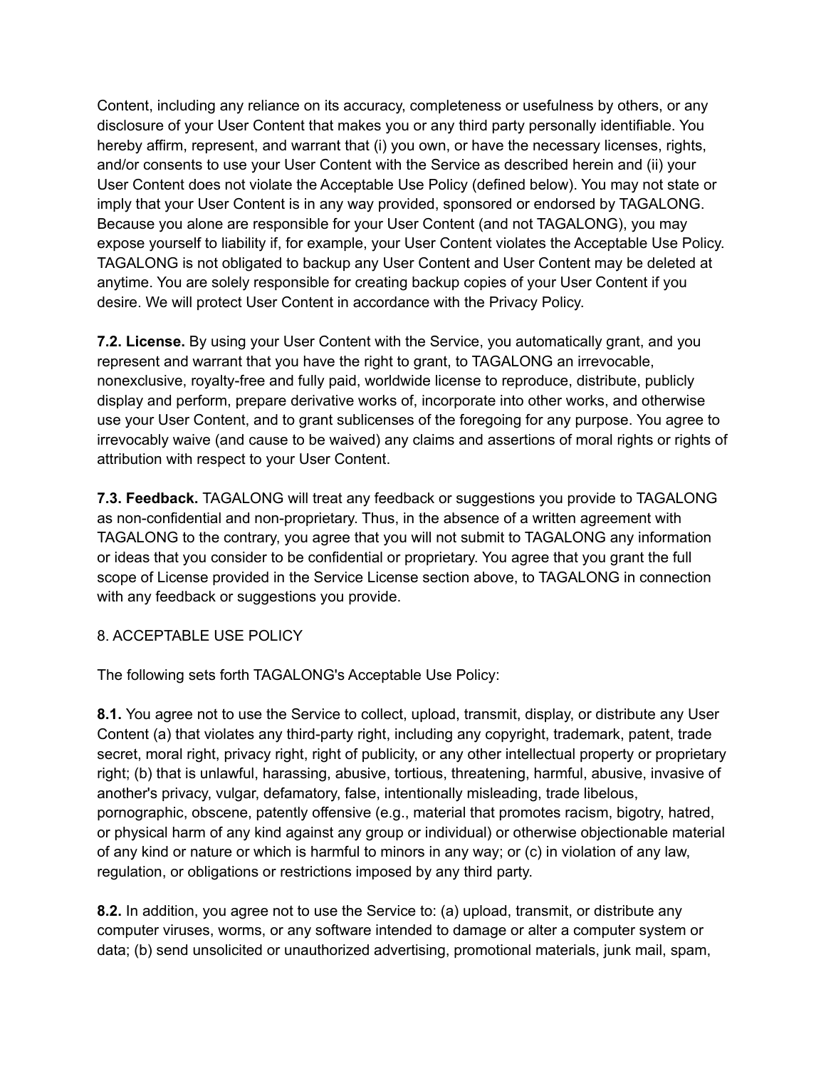Content, including any reliance on its accuracy, completeness or usefulness by others, or any disclosure of your User Content that makes you or any third party personally identifiable. You hereby affirm, represent, and warrant that (i) you own, or have the necessary licenses, rights, and/or consents to use your User Content with the Service as described herein and (ii) your User Content does not violate the Acceptable Use Policy (defined below). You may not state or imply that your User Content is in any way provided, sponsored or endorsed by TAGALONG. Because you alone are responsible for your User Content (and not TAGALONG), you may expose yourself to liability if, for example, your User Content violates the Acceptable Use Policy. TAGALONG is not obligated to backup any User Content and User Content may be deleted at anytime. You are solely responsible for creating backup copies of your User Content if you desire. We will protect User Content in accordance with the Privacy Policy.

**7.2. License.** By using your User Content with the Service, you automatically grant, and you represent and warrant that you have the right to grant, to TAGALONG an irrevocable, nonexclusive, royalty-free and fully paid, worldwide license to reproduce, distribute, publicly display and perform, prepare derivative works of, incorporate into other works, and otherwise use your User Content, and to grant sublicenses of the foregoing for any purpose. You agree to irrevocably waive (and cause to be waived) any claims and assertions of moral rights or rights of attribution with respect to your User Content.

**7.3. Feedback.** TAGALONG will treat any feedback or suggestions you provide to TAGALONG as non-confidential and non-proprietary. Thus, in the absence of a written agreement with TAGALONG to the contrary, you agree that you will not submit to TAGALONG any information or ideas that you consider to be confidential or proprietary. You agree that you grant the full scope of License provided in the Service License section above, to TAGALONG in connection with any feedback or suggestions you provide.

8. ACCEPTABLE USE POLICY

The following sets forth TAGALONG's Acceptable Use Policy:

**8.1.** You agree not to use the Service to collect, upload, transmit, display, or distribute any User Content (a) that violates any third-party right, including any copyright, trademark, patent, trade secret, moral right, privacy right, right of publicity, or any other intellectual property or proprietary right; (b) that is unlawful, harassing, abusive, tortious, threatening, harmful, abusive, invasive of another's privacy, vulgar, defamatory, false, intentionally misleading, trade libelous, pornographic, obscene, patently offensive (e.g., material that promotes racism, bigotry, hatred, or physical harm of any kind against any group or individual) or otherwise objectionable material of any kind or nature or which is harmful to minors in any way; or (c) in violation of any law, regulation, or obligations or restrictions imposed by any third party.

**8.2.** In addition, you agree not to use the Service to: (a) upload, transmit, or distribute any computer viruses, worms, or any software intended to damage or alter a computer system or data; (b) send unsolicited or unauthorized advertising, promotional materials, junk mail, spam,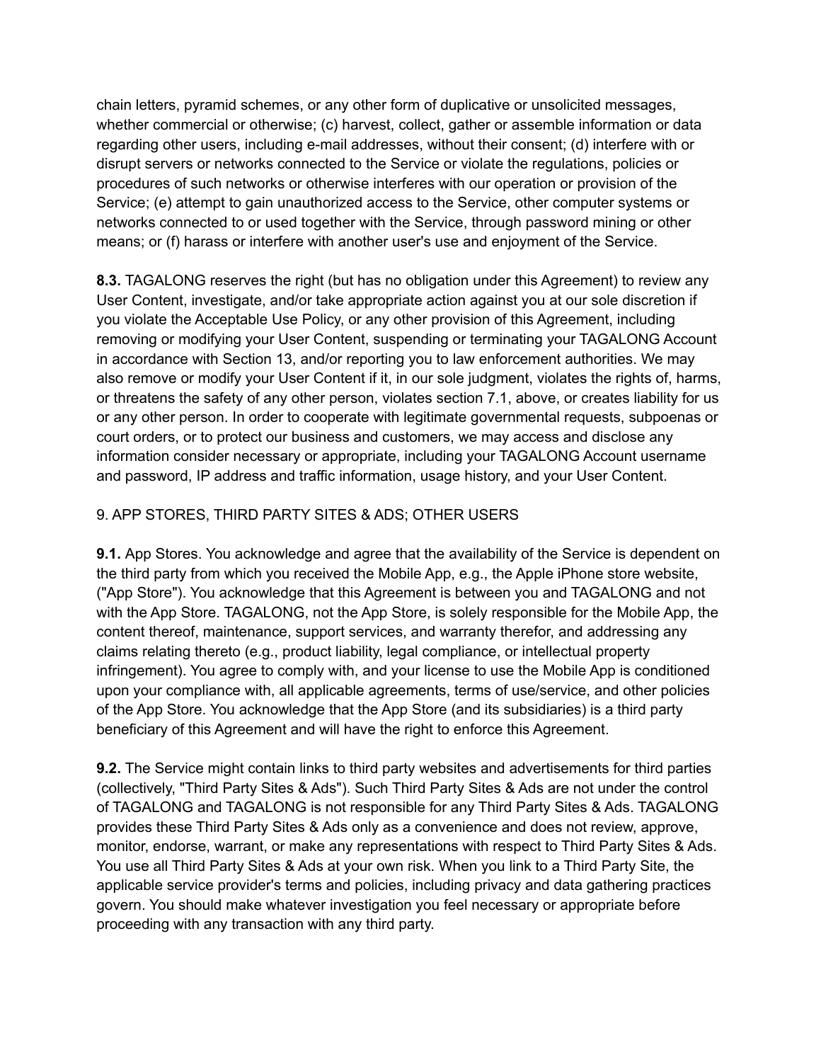chain letters, pyramid schemes, or any other form of duplicative or unsolicited messages, whether commercial or otherwise; (c) harvest, collect, gather or assemble information or data regarding other users, including e-mail addresses, without their consent; (d) interfere with or disrupt servers or networks connected to the Service or violate the regulations, policies or procedures of such networks or otherwise interferes with our operation or provision of the Service; (e) attempt to gain unauthorized access to the Service, other computer systems or networks connected to or used together with the Service, through password mining or other means; or (f) harass or interfere with another user's use and enjoyment of the Service.

**8.3.** TAGALONG reserves the right (but has no obligation under this Agreement) to review any User Content, investigate, and/or take appropriate action against you at our sole discretion if you violate the Acceptable Use Policy, or any other provision of this Agreement, including removing or modifying your User Content, suspending or terminating your TAGALONG Account in accordance with Section 13, and/or reporting you to law enforcement authorities. We may also remove or modify your User Content if it, in our sole judgment, violates the rights of, harms, or threatens the safety of any other person, violates section 7.1, above, or creates liability for us or any other person. In order to cooperate with legitimate governmental requests, subpoenas or court orders, or to protect our business and customers, we may access and disclose any information consider necessary or appropriate, including your TAGALONG Account username and password, IP address and traffic information, usage history, and your User Content.

## 9. APP STORES, THIRD PARTY SITES & ADS; OTHER USERS

**9.1.** App Stores. You acknowledge and agree that the availability of the Service is dependent on the third party from which you received the Mobile App, e.g., the Apple iPhone store website, ("App Store"). You acknowledge that this Agreement is between you and TAGALONG and not with the App Store. TAGALONG, not the App Store, is solely responsible for the Mobile App, the content thereof, maintenance, support services, and warranty therefor, and addressing any claims relating thereto (e.g., product liability, legal compliance, or intellectual property infringement). You agree to comply with, and your license to use the Mobile App is conditioned upon your compliance with, all applicable agreements, terms of use/service, and other policies of the App Store. You acknowledge that the App Store (and its subsidiaries) is a third party beneficiary of this Agreement and will have the right to enforce this Agreement.

**9.2.** The Service might contain links to third party websites and advertisements for third parties (collectively, "Third Party Sites & Ads"). Such Third Party Sites & Ads are not under the control of TAGALONG and TAGALONG is not responsible for any Third Party Sites & Ads. TAGALONG provides these Third Party Sites & Ads only as a convenience and does not review, approve, monitor, endorse, warrant, or make any representations with respect to Third Party Sites & Ads. You use all Third Party Sites & Ads at your own risk. When you link to a Third Party Site, the applicable service provider's terms and policies, including privacy and data gathering practices govern. You should make whatever investigation you feel necessary or appropriate before proceeding with any transaction with any third party.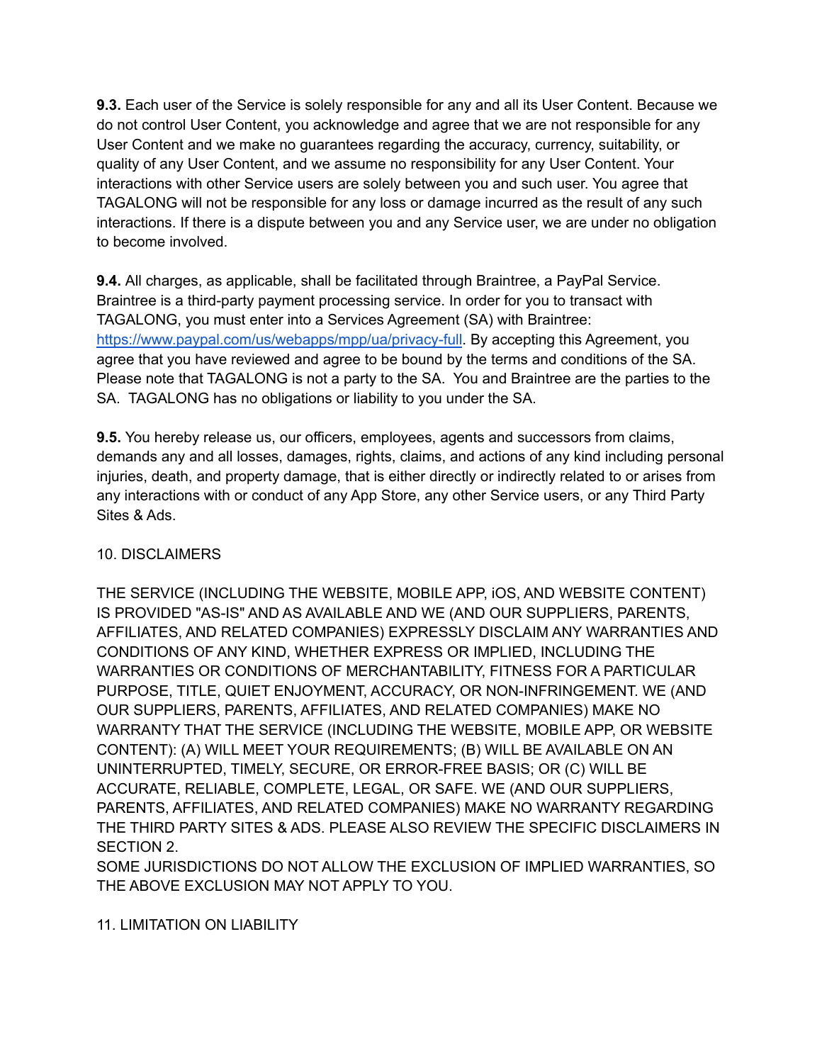**9.3.** Each user of the Service is solely responsible for any and all its User Content. Because we do not control User Content, you acknowledge and agree that we are not responsible for any User Content and we make no guarantees regarding the accuracy, currency, suitability, or quality of any User Content, and we assume no responsibility for any User Content. Your interactions with other Service users are solely between you and such user. You agree that TAGALONG will not be responsible for any loss or damage incurred as the result of any such interactions. If there is a dispute between you and any Service user, we are under no obligation to become involved.

**9.4.** All charges, as applicable, shall be facilitated through Braintree, a PayPal Service. Braintree is a third-party payment processing service. In order for you to transact with TAGALONG, you must enter into a Services Agreement (SA) with Braintree: [https://www.paypal.com/us/webapps/mpp/ua/privacy-full](https://www.paypal.com/us/webapps/mpp/ua/privacy-full). By accepting this Agreement, you agree that you have reviewed and agree to be bound by the terms and conditions of the SA. Please note that TAGALONG is not a party to the SA. You and Braintree are the parties to the SA. TAGALONG has no obligations or liability to you under the SA.

**9.5.** You hereby release us, our officers, employees, agents and successors from claims, demands any and all losses, damages, rights, claims, and actions of any kind including personal injuries, death, and property damage, that is either directly or indirectly related to or arises from any interactions with or conduct of any App Store, any other Service users, or any Third Party Sites & Ads.

## 10. DISCLAIMERS

THE SERVICE (INCLUDING THE WEBSITE, MOBILE APP, iOS, AND WEBSITE CONTENT) IS PROVIDED "AS-IS" AND AS AVAILABLE AND WE (AND OUR SUPPLIERS, PARENTS, AFFILIATES, AND RELATED COMPANIES) EXPRESSLY DISCLAIM ANY WARRANTIES AND CONDITIONS OF ANY KIND, WHETHER EXPRESS OR IMPLIED, INCLUDING THE WARRANTIES OR CONDITIONS OF MERCHANTABILITY, FITNESS FOR A PARTICULAR PURPOSE, TITLE, QUIET ENJOYMENT, ACCURACY, OR NON-INFRINGEMENT. WE (AND OUR SUPPLIERS, PARENTS, AFFILIATES, AND RELATED COMPANIES) MAKE NO WARRANTY THAT THE SERVICE (INCLUDING THE WEBSITE, MOBILE APP, OR WEBSITE CONTENT): (A) WILL MEET YOUR REQUIREMENTS; (B) WILL BE AVAILABLE ON AN UNINTERRUPTED, TIMELY, SECURE, OR ERROR-FREE BASIS; OR (C) WILL BE ACCURATE, RELIABLE, COMPLETE, LEGAL, OR SAFE. WE (AND OUR SUPPLIERS, PARENTS, AFFILIATES, AND RELATED COMPANIES) MAKE NO WARRANTY REGARDING THE THIRD PARTY SITES & ADS. PLEASE ALSO REVIEW THE SPECIFIC DISCLAIMERS IN SECTION 2.
SOME JURISDICTIONS DO NOT ALLOW THE EXCLUSION OF IMPLIED WARRANTIES, SO THE ABOVE EXCLUSION MAY NOT APPLY TO YOU.

## 11. LIMITATION ON LIABILITY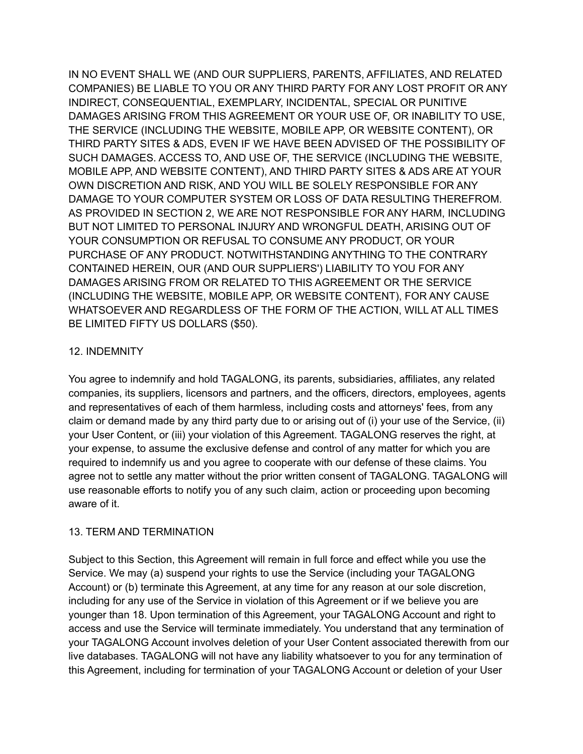IN NO EVENT SHALL WE (AND OUR SUPPLIERS, PARENTS, AFFILIATES, AND RELATED COMPANIES) BE LIABLE TO YOU OR ANY THIRD PARTY FOR ANY LOST PROFIT OR ANY INDIRECT, CONSEQUENTIAL, EXEMPLARY, INCIDENTAL, SPECIAL OR PUNITIVE DAMAGES ARISING FROM THIS AGREEMENT OR YOUR USE OF, OR INABILITY TO USE, THE SERVICE (INCLUDING THE WEBSITE, MOBILE APP, OR WEBSITE CONTENT), OR THIRD PARTY SITES & ADS, EVEN IF WE HAVE BEEN ADVISED OF THE POSSIBILITY OF SUCH DAMAGES. ACCESS TO, AND USE OF, THE SERVICE (INCLUDING THE WEBSITE, MOBILE APP, AND WEBSITE CONTENT), AND THIRD PARTY SITES & ADS ARE AT YOUR OWN DISCRETION AND RISK, AND YOU WILL BE SOLELY RESPONSIBLE FOR ANY DAMAGE TO YOUR COMPUTER SYSTEM OR LOSS OF DATA RESULTING THEREFROM. AS PROVIDED IN SECTION 2, WE ARE NOT RESPONSIBLE FOR ANY HARM, INCLUDING BUT NOT LIMITED TO PERSONAL INJURY AND WRONGFUL DEATH, ARISING OUT OF YOUR CONSUMPTION OR REFUSAL TO CONSUME ANY PRODUCT, OR YOUR PURCHASE OF ANY PRODUCT. NOTWITHSTANDING ANYTHING TO THE CONTRARY CONTAINED HEREIN, OUR (AND OUR SUPPLIERS') LIABILITY TO YOU FOR ANY DAMAGES ARISING FROM OR RELATED TO THIS AGREEMENT OR THE SERVICE (INCLUDING THE WEBSITE, MOBILE APP, OR WEBSITE CONTENT), FOR ANY CAUSE WHATSOEVER AND REGARDLESS OF THE FORM OF THE ACTION, WILL AT ALL TIMES BE LIMITED FIFTY US DOLLARS ($50).

## 12. INDEMNITY

You agree to indemnify and hold TAGALONG, its parents, subsidiaries, affiliates, any related companies, its suppliers, licensors and partners, and the officers, directors, employees, agents and representatives of each of them harmless, including costs and attorneys' fees, from any claim or demand made by any third party due to or arising out of (i) your use of the Service, (ii) your User Content, or (iii) your violation of this Agreement. TAGALONG reserves the right, at your expense, to assume the exclusive defense and control of any matter for which you are required to indemnify us and you agree to cooperate with our defense of these claims. You agree not to settle any matter without the prior written consent of TAGALONG. TAGALONG will use reasonable efforts to notify you of any such claim, action or proceeding upon becoming aware of it.

## 13. TERM AND TERMINATION

Subject to this Section, this Agreement will remain in full force and effect while you use the Service. We may (a) suspend your rights to use the Service (including your TAGALONG Account) or (b) terminate this Agreement, at any time for any reason at our sole discretion, including for any use of the Service in violation of this Agreement or if we believe you are younger than 18. Upon termination of this Agreement, your TAGALONG Account and right to access and use the Service will terminate immediately. You understand that any termination of your TAGALONG Account involves deletion of your User Content associated therewith from our live databases. TAGALONG will not have any liability whatsoever to you for any termination of this Agreement, including for termination of your TAGALONG Account or deletion of your User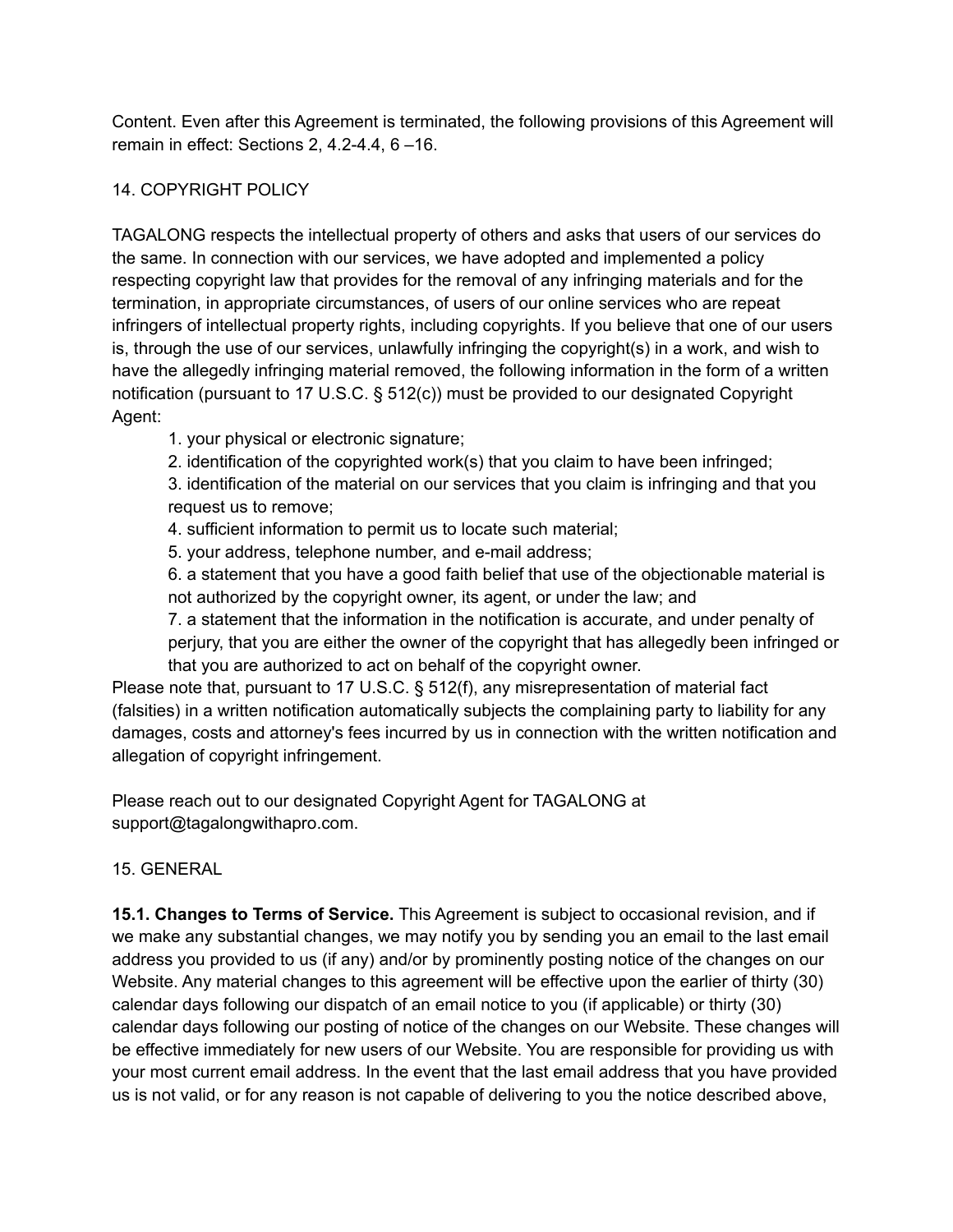Content. Even after this Agreement is terminated, the following provisions of this Agreement will remain in effect: Sections 2, 4.2-4.4, 6 –16.

## 14. COPYRIGHT POLICY

TAGALONG respects the intellectual property of others and asks that users of our services do the same. In connection with our services, we have adopted and implemented a policy respecting copyright law that provides for the removal of any infringing materials and for the termination, in appropriate circumstances, of users of our online services who are repeat infringers of intellectual property rights, including copyrights. If you believe that one of our users is, through the use of our services, unlawfully infringing the copyright(s) in a work, and wish to have the allegedly infringing material removed, the following information in the form of a written notification (pursuant to 17 U.S.C. § 512(c)) must be provided to our designated Copyright Agent:

1. your physical or electronic signature;
2. identification of the copyrighted work(s) that you claim to have been infringed;
3. identification of the material on our services that you claim is infringing and that you request us to remove;
4. sufficient information to permit us to locate such material;
5. your address, telephone number, and e-mail address;
6. a statement that you have a good faith belief that use of the objectionable material is not authorized by the copyright owner, its agent, or under the law; and
7. a statement that the information in the notification is accurate, and under penalty of perjury, that you are either the owner of the copyright that has allegedly been infringed or that you are authorized to act on behalf of the copyright owner.

Please note that, pursuant to 17 U.S.C. § 512(f), any misrepresentation of material fact (falsities) in a written notification automatically subjects the complaining party to liability for any damages, costs and attorney's fees incurred by us in connection with the written notification and allegation of copyright infringement.

Please reach out to our designated Copyright Agent for TAGALONG at support@tagalongwithapro.com.

## 15. GENERAL

**15.1. Changes to Terms of Service.** This Agreement is subject to occasional revision, and if we make any substantial changes, we may notify you by sending you an email to the last email address you provided to us (if any) and/or by prominently posting notice of the changes on our Website. Any material changes to this agreement will be effective upon the earlier of thirty (30) calendar days following our dispatch of an email notice to you (if applicable) or thirty (30) calendar days following our posting of notice of the changes on our Website. These changes will be effective immediately for new users of our Website. You are responsible for providing us with your most current email address. In the event that the last email address that you have provided us is not valid, or for any reason is not capable of delivering to you the notice described above,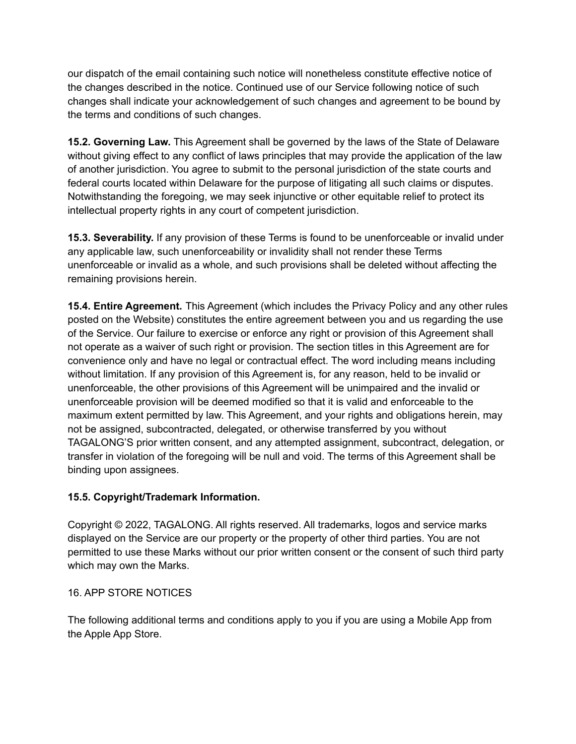our dispatch of the email containing such notice will nonetheless constitute effective notice of the changes described in the notice. Continued use of our Service following notice of such changes shall indicate your acknowledgement of such changes and agreement to be bound by the terms and conditions of such changes.

**15.2. Governing Law.** This Agreement shall be governed by the laws of the State of Delaware without giving effect to any conflict of laws principles that may provide the application of the law of another jurisdiction. You agree to submit to the personal jurisdiction of the state courts and federal courts located within Delaware for the purpose of litigating all such claims or disputes. Notwithstanding the foregoing, we may seek injunctive or other equitable relief to protect its intellectual property rights in any court of competent jurisdiction.

**15.3. Severability.** If any provision of these Terms is found to be unenforceable or invalid under any applicable law, such unenforceability or invalidity shall not render these Terms unenforceable or invalid as a whole, and such provisions shall be deleted without affecting the remaining provisions herein.

**15.4. Entire Agreement.** This Agreement (which includes the Privacy Policy and any other rules posted on the Website) constitutes the entire agreement between you and us regarding the use of the Service. Our failure to exercise or enforce any right or provision of this Agreement shall not operate as a waiver of such right or provision. The section titles in this Agreement are for convenience only and have no legal or contractual effect. The word including means including without limitation. If any provision of this Agreement is, for any reason, held to be invalid or unenforceable, the other provisions of this Agreement will be unimpaired and the invalid or unenforceable provision will be deemed modified so that it is valid and enforceable to the maximum extent permitted by law. This Agreement, and your rights and obligations herein, may not be assigned, subcontracted, delegated, or otherwise transferred by you without TAGALONG'S prior written consent, and any attempted assignment, subcontract, delegation, or transfer in violation of the foregoing will be null and void. The terms of this Agreement shall be binding upon assignees.

**15.5. Copyright/Trademark Information.**

Copyright © 2022, TAGALONG. All rights reserved. All trademarks, logos and service marks displayed on the Service are our property or the property of other third parties. You are not permitted to use these Marks without our prior written consent or the consent of such third party which may own the Marks.

16. APP STORE NOTICES

The following additional terms and conditions apply to you if you are using a Mobile App from the Apple App Store.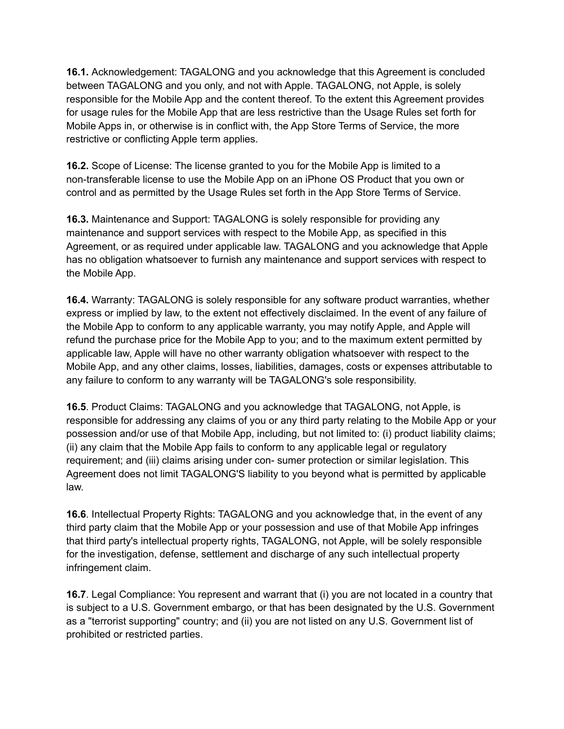**16.1.** Acknowledgement: TAGALONG and you acknowledge that this Agreement is concluded between TAGALONG and you only, and not with Apple. TAGALONG, not Apple, is solely responsible for the Mobile App and the content thereof. To the extent this Agreement provides for usage rules for the Mobile App that are less restrictive than the Usage Rules set forth for Mobile Apps in, or otherwise is in conflict with, the App Store Terms of Service, the more restrictive or conflicting Apple term applies.

**16.2.** Scope of License: The license granted to you for the Mobile App is limited to a non-transferable license to use the Mobile App on an iPhone OS Product that you own or control and as permitted by the Usage Rules set forth in the App Store Terms of Service.

**16.3.** Maintenance and Support: TAGALONG is solely responsible for providing any maintenance and support services with respect to the Mobile App, as specified in this Agreement, or as required under applicable law. TAGALONG and you acknowledge that Apple has no obligation whatsoever to furnish any maintenance and support services with respect to the Mobile App.

**16.4.** Warranty: TAGALONG is solely responsible for any software product warranties, whether express or implied by law, to the extent not effectively disclaimed. In the event of any failure of the Mobile App to conform to any applicable warranty, you may notify Apple, and Apple will refund the purchase price for the Mobile App to you; and to the maximum extent permitted by applicable law, Apple will have no other warranty obligation whatsoever with respect to the Mobile App, and any other claims, losses, liabilities, damages, costs or expenses attributable to any failure to conform to any warranty will be TAGALONG's sole responsibility.

**16.5**. Product Claims: TAGALONG and you acknowledge that TAGALONG, not Apple, is responsible for addressing any claims of you or any third party relating to the Mobile App or your possession and/or use of that Mobile App, including, but not limited to: (i) product liability claims; (ii) any claim that the Mobile App fails to conform to any applicable legal or regulatory requirement; and (iii) claims arising under con- sumer protection or similar legislation. This Agreement does not limit TAGALONG'S liability to you beyond what is permitted by applicable law.

**16.6**. Intellectual Property Rights: TAGALONG and you acknowledge that, in the event of any third party claim that the Mobile App or your possession and use of that Mobile App infringes that third party's intellectual property rights, TAGALONG, not Apple, will be solely responsible for the investigation, defense, settlement and discharge of any such intellectual property infringement claim.

**16.7**. Legal Compliance: You represent and warrant that (i) you are not located in a country that is subject to a U.S. Government embargo, or that has been designated by the U.S. Government as a "terrorist supporting" country; and (ii) you are not listed on any U.S. Government list of prohibited or restricted parties.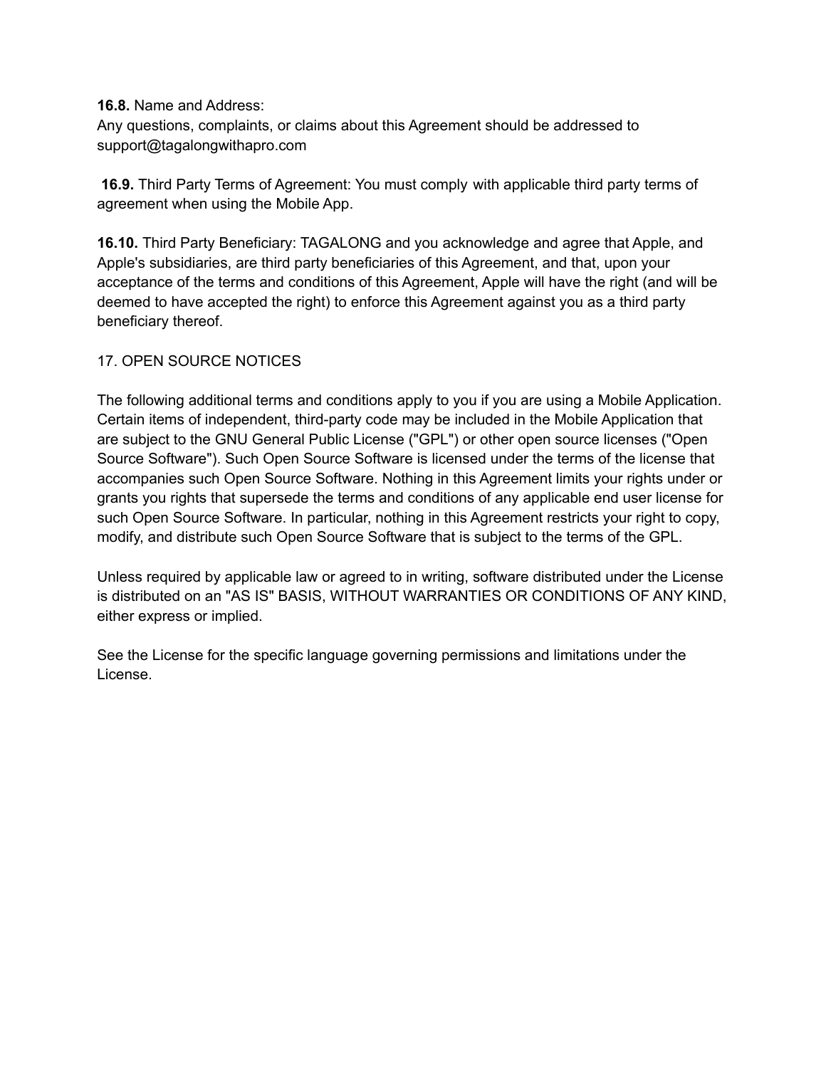**16.8.** Name and Address:
Any questions, complaints, or claims about this Agreement should be addressed to support@tagalongwithapro.com

**16.9.** Third Party Terms of Agreement: You must comply with applicable third party terms of agreement when using the Mobile App.

**16.10.** Third Party Beneficiary: TAGALONG and you acknowledge and agree that Apple, and Apple's subsidiaries, are third party beneficiaries of this Agreement, and that, upon your acceptance of the terms and conditions of this Agreement, Apple will have the right (and will be deemed to have accepted the right) to enforce this Agreement against you as a third party beneficiary thereof.

17. OPEN SOURCE NOTICES

The following additional terms and conditions apply to you if you are using a Mobile Application. Certain items of independent, third-party code may be included in the Mobile Application that are subject to the GNU General Public License ("GPL") or other open source licenses ("Open Source Software"). Such Open Source Software is licensed under the terms of the license that accompanies such Open Source Software. Nothing in this Agreement limits your rights under or grants you rights that supersede the terms and conditions of any applicable end user license for such Open Source Software. In particular, nothing in this Agreement restricts your right to copy, modify, and distribute such Open Source Software that is subject to the terms of the GPL.

Unless required by applicable law or agreed to in writing, software distributed under the License is distributed on an "AS IS" BASIS, WITHOUT WARRANTIES OR CONDITIONS OF ANY KIND, either express or implied.

See the License for the specific language governing permissions and limitations under the License.